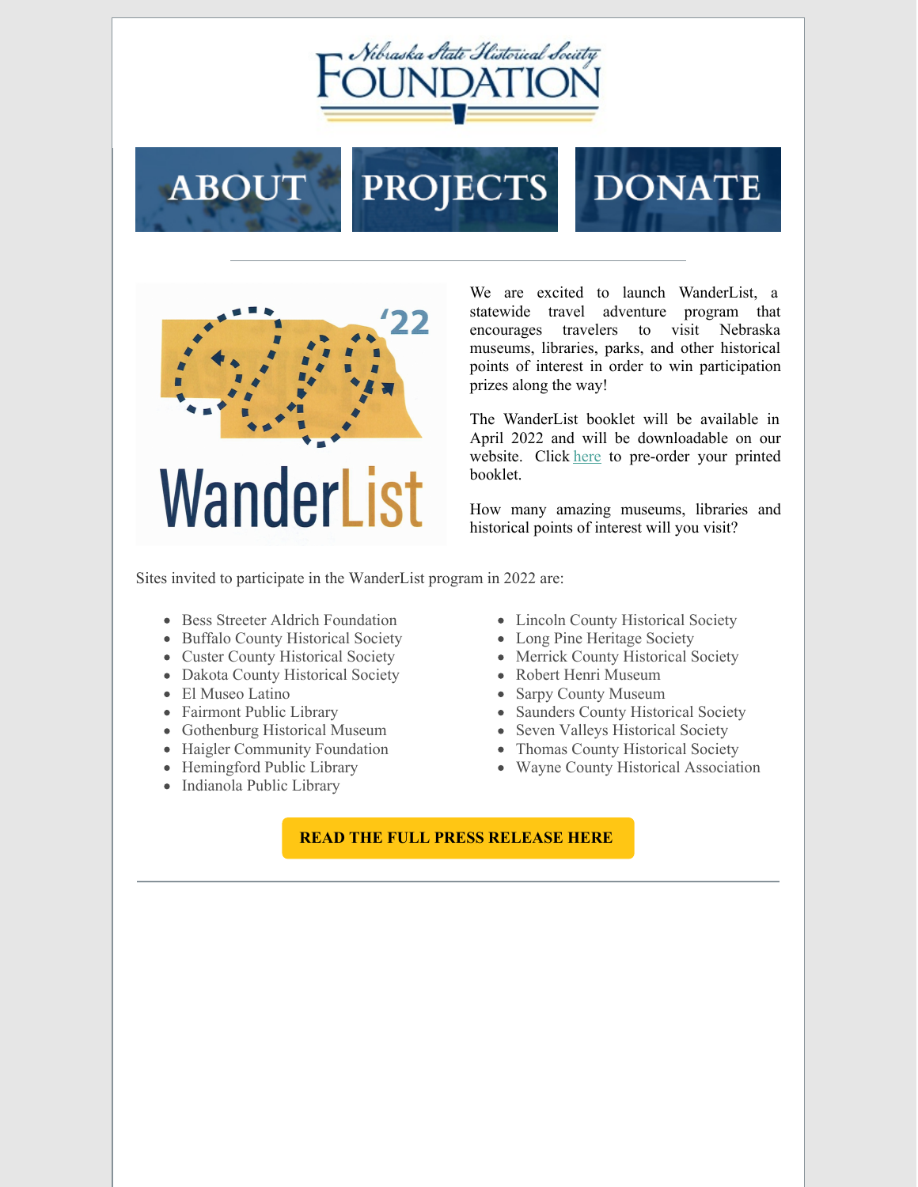Nebraska State Historical Society FOUNDATION

ABOUT | PROJECTS | DONATE

---

WanderList '22

We are excited to launch WanderList, a statewide travel adventure program that encourages travelers to visit Nebraska museums, libraries, parks, and other historical points of interest in order to win participation prizes along the way!

The WanderList booklet will be available in April 2022 and will be downloadable on our website. Click here to pre-order your printed booklet.

How many amazing museums, libraries and historical points of interest will you visit?

Sites invited to participate in the WanderList program in 2022 are:

- Bess Streeter Aldrich Foundation
- Buffalo County Historical Society
- Custer County Historical Society
- Dakota County Historical Society
- El Museo Latino
- Fairmont Public Library
- Gothenburg Historical Museum
- Haigler Community Foundation
- Hemingford Public Library
- Indianola Public Library
- Lincoln County Historical Society
- Long Pine Heritage Society
- Merrick County Historical Society
- Robert Henri Museum
- Sarpy County Museum
- Saunders County Historical Society
- Seven Valleys Historical Society
- Thomas County Historical Society
- Wayne County Historical Association

**READ THE FULL PRESS RELEASE HERE**

---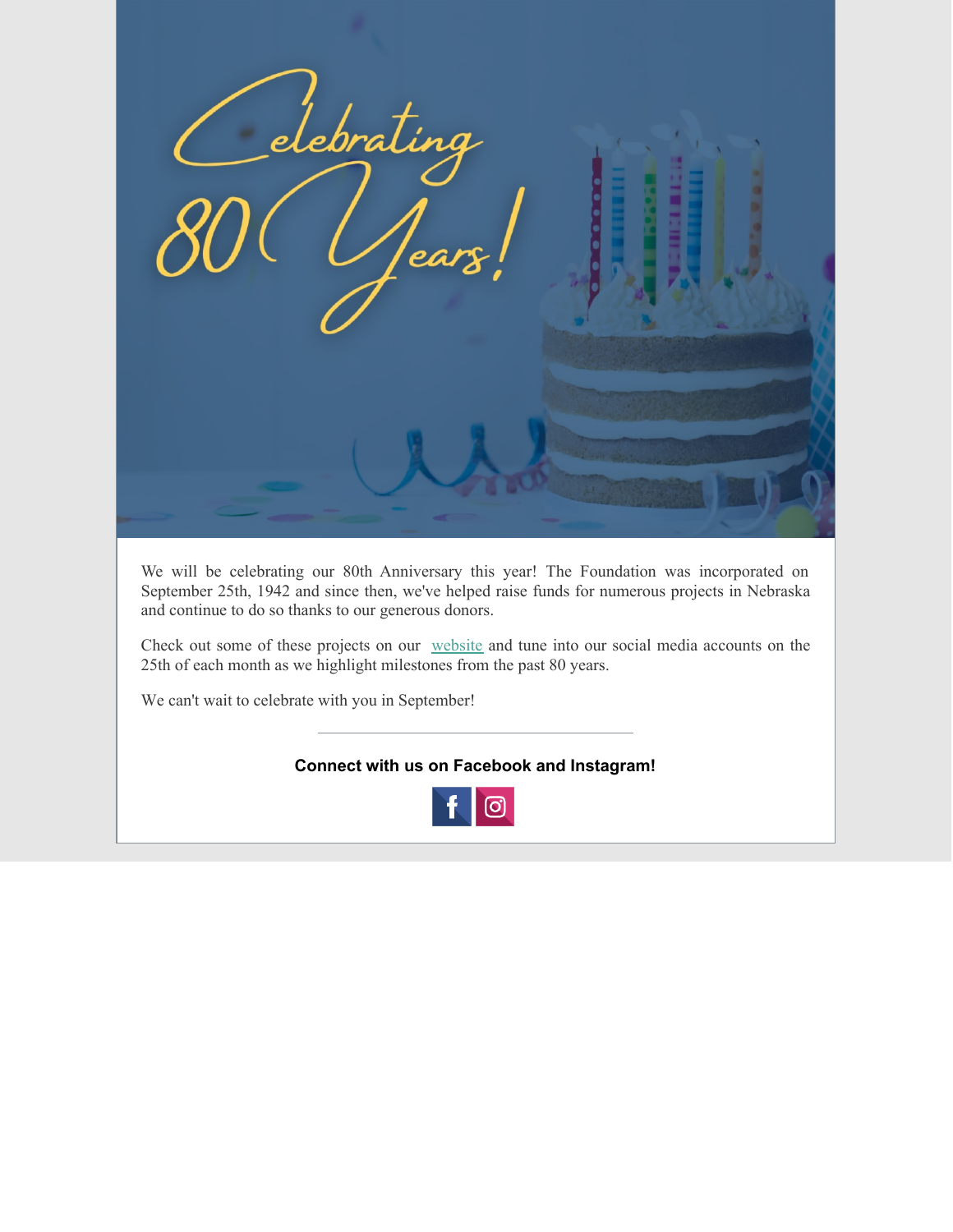We will be celebrating our 80th Anniversary this year! The Foundation was incorporated on September 25th, 1942 and since then, we've helped raise funds for numerous projects in Nebraska and continue to do so thanks to our generous donors.

Check out some of these projects on our website and tune into our social media accounts on the 25th of each month as we highlight milestones from the past 80 years.

We can't wait to celebrate with you in September!

---

**Connect with us on Facebook and Instagram!**